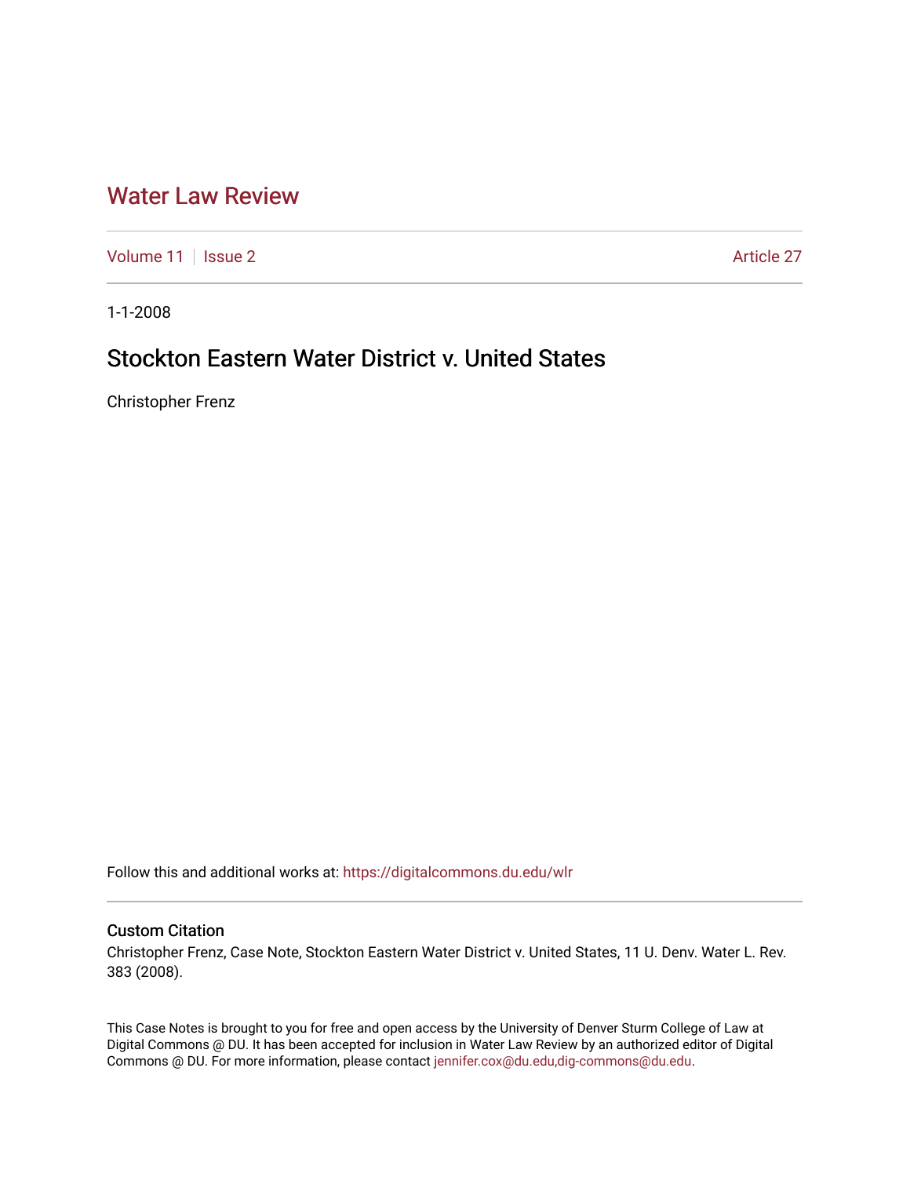# Water Law Review

Volume 11 | Issue 2 | Article 27

1-1-2008

## Stockton Eastern Water District v. United States

Christopher Frenz

Follow this and additional works at: https://digitalcommons.du.edu/wlr

### Custom Citation

Christopher Frenz, Case Note, Stockton Eastern Water District v. United States, 11 U. Denv. Water L. Rev. 383 (2008).

This Case Notes is brought to you for free and open access by the University of Denver Sturm College of Law at Digital Commons @ DU. It has been accepted for inclusion in Water Law Review by an authorized editor of Digital Commons @ DU. For more information, please contact jennifer.cox@du.edu,dig-commons@du.edu.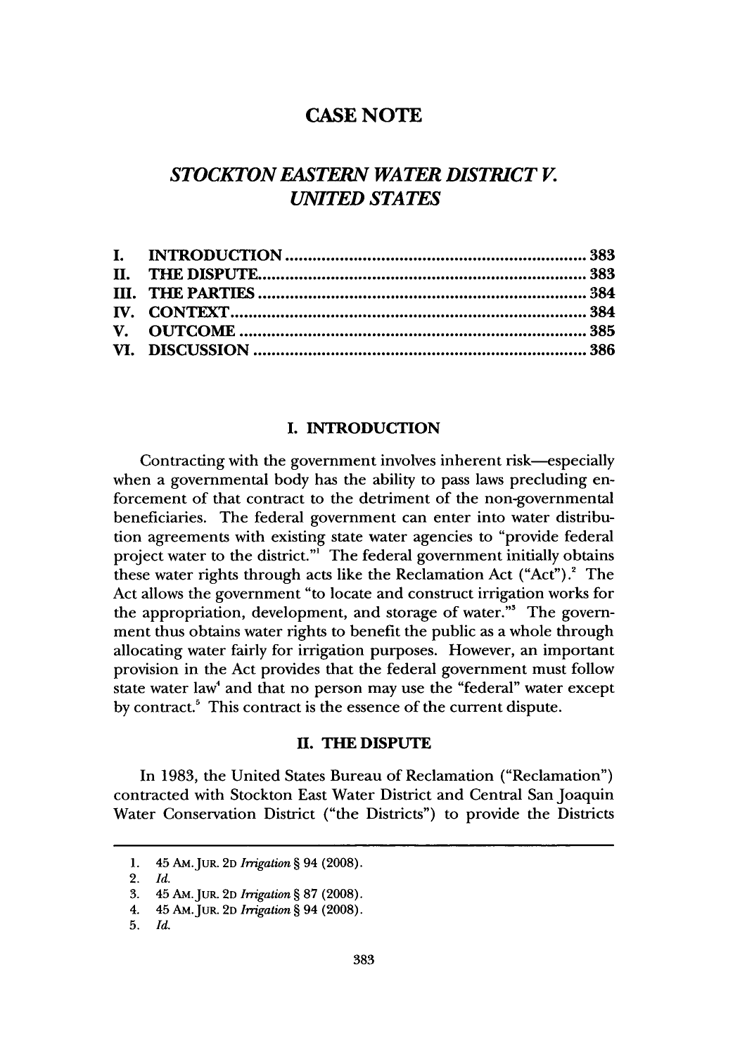# CASE NOTE

## *STOCKTON EASTERN WATER DISTRICT V. UNITED STATES*

| | | |
|---|---|---|
| I. | INTRODUCTION | 383 |
| II. | THE DISPUTE | 383 |
| III. | THE PARTIES | 384 |
| IV. | CONTEXT | 384 |
| V. | OUTCOME | 385 |
| VI. | DISCUSSION | 386 |

### I. INTRODUCTION

Contracting with the government involves inherent risk—especially when a governmental body has the ability to pass laws precluding enforcement of that contract to the detriment of the non-governmental beneficiaries. The federal government can enter into water distribution agreements with existing state water agencies to "provide federal project water to the district."[1] The federal government initially obtains these water rights through acts like the Reclamation Act ("Act").[2] The Act allows the government "to locate and construct irrigation works for the appropriation, development, and storage of water."[3] The government thus obtains water rights to benefit the public as a whole through allocating water fairly for irrigation purposes. However, an important provision in the Act provides that the federal government must follow state water law[4] and that no person may use the "federal" water except by contract.[5] This contract is the essence of the current dispute.

### II. THE DISPUTE

In 1983, the United States Bureau of Reclamation ("Reclamation") contracted with Stockton East Water District and Central San Joaquin Water Conservation District ("the Districts") to provide the Districts

---

1. 45 AM. JUR. 2D *Irrigation* § 94 (2008).
2. *Id.*
3. 45 AM. JUR. 2D *Irrigation* § 87 (2008).
4. 45 AM. JUR. 2D *Irrigation* § 94 (2008).
5. *Id.*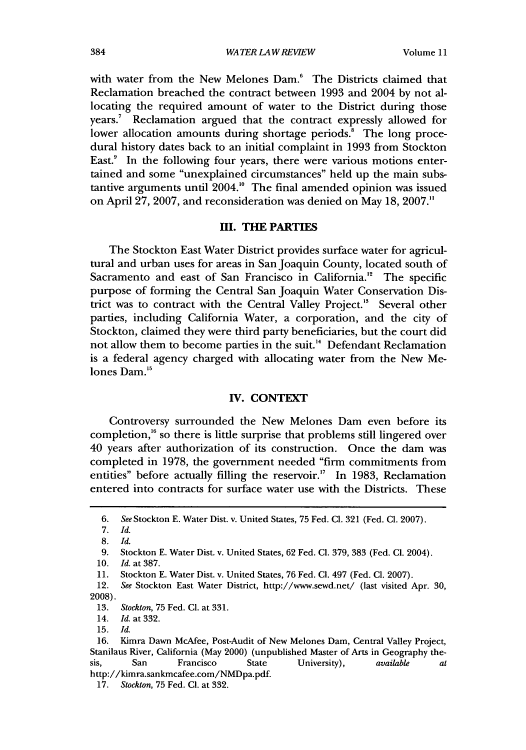with water from the New Melones Dam.[6] The Districts claimed that Reclamation breached the contract between 1993 and 2004 by not allocating the required amount of water to the District during those years.[7] Reclamation argued that the contract expressly allowed for lower allocation amounts during shortage periods.[8] The long procedural history dates back to an initial complaint in 1993 from Stockton East.[9] In the following four years, there were various motions entertained and some "unexplained circumstances" held up the main substantive arguments until 2004.[10] The final amended opinion was issued on April 27, 2007, and reconsideration was denied on May 18, 2007.[11]

## III. THE PARTIES

The Stockton East Water District provides surface water for agricultural and urban uses for areas in San Joaquin County, located south of Sacramento and east of San Francisco in California.[12] The specific purpose of forming the Central San Joaquin Water Conservation District was to contract with the Central Valley Project.[13] Several other parties, including California Water, a corporation, and the city of Stockton, claimed they were third party beneficiaries, but the court did not allow them to become parties in the suit.[14] Defendant Reclamation is a federal agency charged with allocating water from the New Melones Dam.[15]

## IV. CONTEXT

Controversy surrounded the New Melones Dam even before its completion,[16] so there is little surprise that problems still lingered over 40 years after authorization of its construction. Once the dam was completed in 1978, the government needed "firm commitments from entities" before actually filling the reservoir.[17] In 1983, Reclamation entered into contracts for surface water use with the Districts. These

---

6. *See* Stockton E. Water Dist. v. United States, 75 Fed. Cl. 321 (Fed. Cl. 2007).

7. *Id.*

8. *Id.*

9. Stockton E. Water Dist. v. United States, 62 Fed. Cl. 379, 383 (Fed. Cl. 2004).

10. *Id.* at 387.

11. Stockton E. Water Dist. v. United States, 76 Fed. Cl. 497 (Fed. Cl. 2007).

12. *See* Stockton East Water District, http://www.sewd.net/ (last visited Apr. 30, 2008).

13. *Stockton*, 75 Fed. Cl. at 331.

14. *Id.* at 332.

15. *Id.*

16. Kimra Dawn McAfee, Post-Audit of New Melones Dam, Central Valley Project, Stanilaus River, California (May 2000) (unpublished Master of Arts in Geography thesis, San Francisco State University), *available at* http://kimra.sankmcafee.com/NMDpa.pdf.

17. *Stockton*, 75 Fed. Cl. at 332.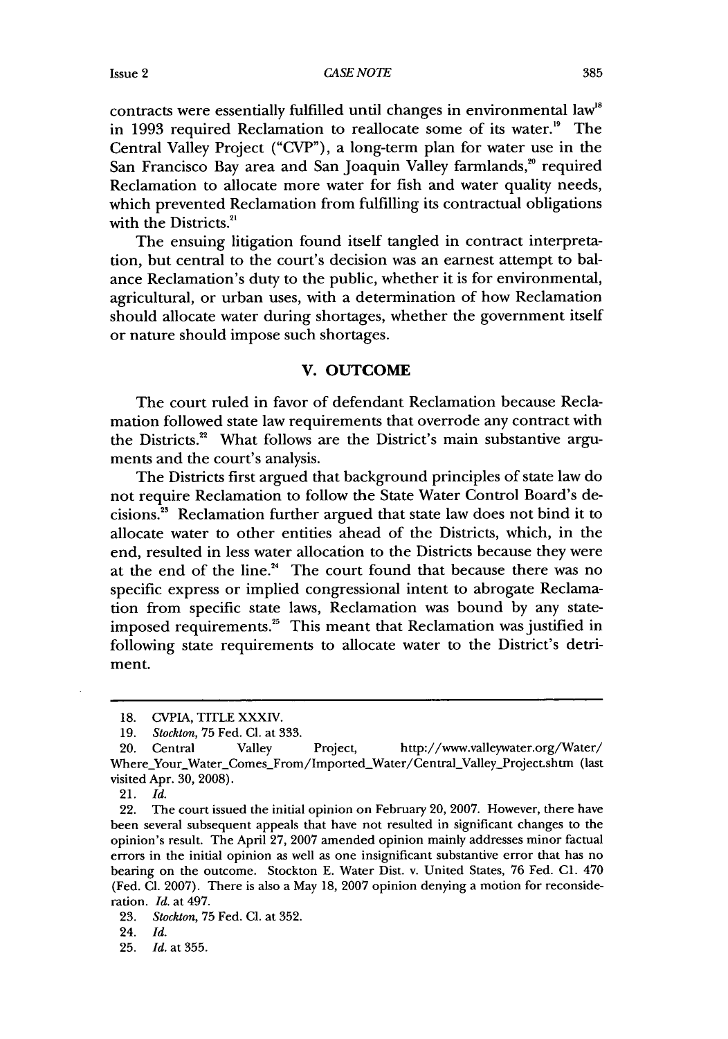contracts were essentially fulfilled until changes in environmental law[18] in 1993 required Reclamation to reallocate some of its water.[19] The Central Valley Project ("CVP"), a long-term plan for water use in the San Francisco Bay area and San Joaquin Valley farmlands,[20] required Reclamation to allocate more water for fish and water quality needs, which prevented Reclamation from fulfilling its contractual obligations with the Districts.[21]

The ensuing litigation found itself tangled in contract interpretation, but central to the court's decision was an earnest attempt to balance Reclamation's duty to the public, whether it is for environmental, agricultural, or urban uses, with a determination of how Reclamation should allocate water during shortages, whether the government itself or nature should impose such shortages.

## V. OUTCOME

The court ruled in favor of defendant Reclamation because Reclamation followed state law requirements that overrode any contract with the Districts.[22] What follows are the District's main substantive arguments and the court's analysis.

The Districts first argued that background principles of state law do not require Reclamation to follow the State Water Control Board's decisions.[23] Reclamation further argued that state law does not bind it to allocate water to other entities ahead of the Districts, which, in the end, resulted in less water allocation to the Districts because they were at the end of the line.[24] The court found that because there was no specific express or implied congressional intent to abrogate Reclamation from specific state laws, Reclamation was bound by any state-imposed requirements.[25] This meant that Reclamation was justified in following state requirements to allocate water to the District's detriment.

---

18. CVPIA, TITLE XXXIV.

19. *Stockton*, 75 Fed. Cl. at 333.

20. Central Valley Project, http://www.valleywater.org/Water/Where_Your_Water_Comes_From/Imported_Water/Central_Valley_Project.shtm (last visited Apr. 30, 2008).

21. *Id.*

22. The court issued the initial opinion on February 20, 2007. However, there have been several subsequent appeals that have not resulted in significant changes to the opinion's result. The April 27, 2007 amended opinion mainly addresses minor factual errors in the initial opinion as well as one insignificant substantive error that has no bearing on the outcome. Stockton E. Water Dist. v. United States, 76 Fed. Cl. 470 (Fed. Cl. 2007). There is also a May 18, 2007 opinion denying a motion for reconsideration. *Id.* at 497.

23. *Stockton*, 75 Fed. Cl. at 352.

24. *Id.*

25. *Id.* at 355.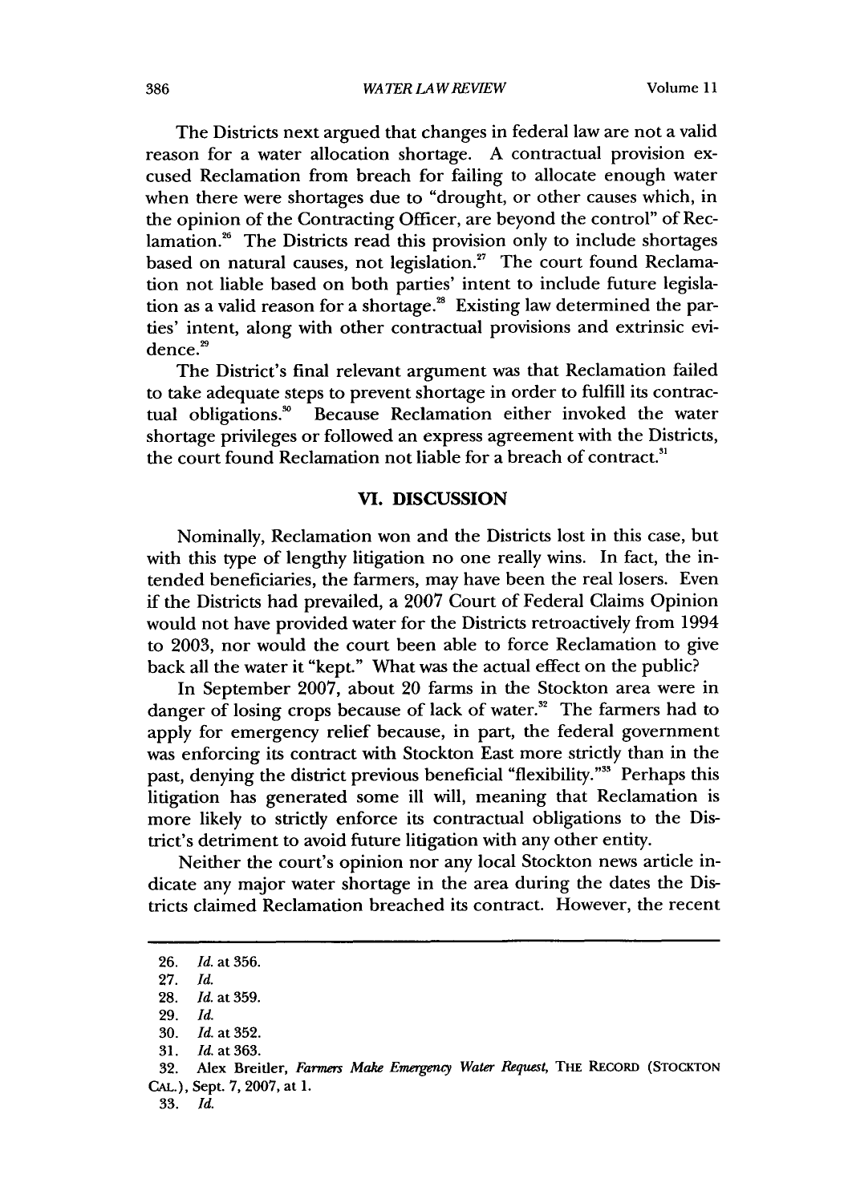The Districts next argued that changes in federal law are not a valid reason for a water allocation shortage. A contractual provision excused Reclamation from breach for failing to allocate enough water when there were shortages due to "drought, or other causes which, in the opinion of the Contracting Officer, are beyond the control" of Reclamation.[26] The Districts read this provision only to include shortages based on natural causes, not legislation.[27] The court found Reclamation not liable based on both parties' intent to include future legislation as a valid reason for a shortage.[28] Existing law determined the parties' intent, along with other contractual provisions and extrinsic evidence.[29]

The District's final relevant argument was that Reclamation failed to take adequate steps to prevent shortage in order to fulfill its contractual obligations.[30] Because Reclamation either invoked the water shortage privileges or followed an express agreement with the Districts, the court found Reclamation not liable for a breach of contract.[31]

## VI. DISCUSSION

Nominally, Reclamation won and the Districts lost in this case, but with this type of lengthy litigation no one really wins. In fact, the intended beneficiaries, the farmers, may have been the real losers. Even if the Districts had prevailed, a 2007 Court of Federal Claims Opinion would not have provided water for the Districts retroactively from 1994 to 2003, nor would the court been able to force Reclamation to give back all the water it "kept." What was the actual effect on the public?

In September 2007, about 20 farms in the Stockton area were in danger of losing crops because of lack of water.[32] The farmers had to apply for emergency relief because, in part, the federal government was enforcing its contract with Stockton East more strictly than in the past, denying the district previous beneficial "flexibility."[33] Perhaps this litigation has generated some ill will, meaning that Reclamation is more likely to strictly enforce its contractual obligations to the District's detriment to avoid future litigation with any other entity.

Neither the court's opinion nor any local Stockton news article indicate any major water shortage in the area during the dates the Districts claimed Reclamation breached its contract. However, the recent

---

26. *Id.* at 356.

27. *Id.*

28. *Id.* at 359.

29. *Id.*

30. *Id.* at 352.

31. *Id.* at 363.

32. Alex Breitler, *Farmers Make Emergency Water Request*, THE RECORD (STOCKTON CAL.), Sept. 7, 2007, at 1.

33. *Id.*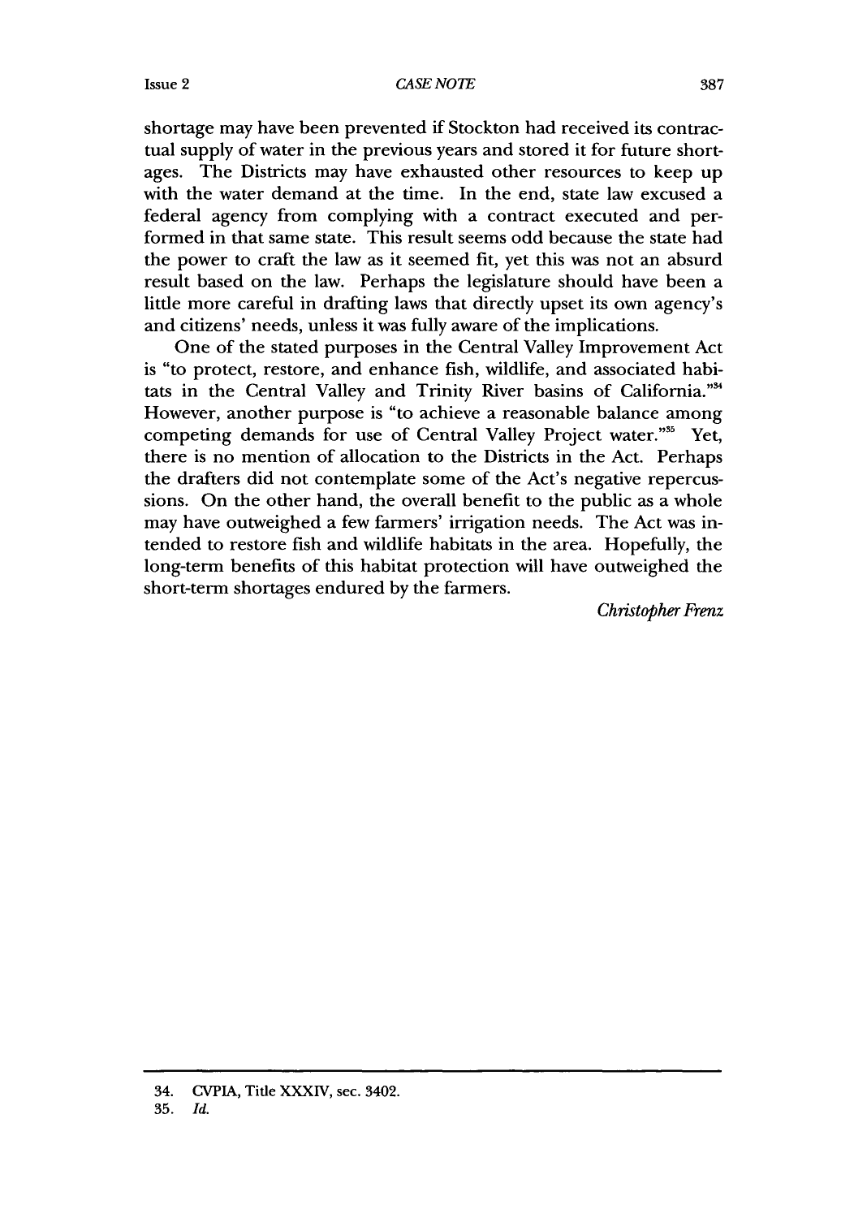shortage may have been prevented if Stockton had received its contractual supply of water in the previous years and stored it for future shortages. The Districts may have exhausted other resources to keep up with the water demand at the time. In the end, state law excused a federal agency from complying with a contract executed and performed in that same state. This result seems odd because the state had the power to craft the law as it seemed fit, yet this was not an absurd result based on the law. Perhaps the legislature should have been a little more careful in drafting laws that directly upset its own agency's and citizens' needs, unless it was fully aware of the implications.

One of the stated purposes in the Central Valley Improvement Act is "to protect, restore, and enhance fish, wildlife, and associated habitats in the Central Valley and Trinity River basins of California."[34] However, another purpose is "to achieve a reasonable balance among competing demands for use of Central Valley Project water."[35] Yet, there is no mention of allocation to the Districts in the Act. Perhaps the drafters did not contemplate some of the Act's negative repercussions. On the other hand, the overall benefit to the public as a whole may have outweighed a few farmers' irrigation needs. The Act was intended to restore fish and wildlife habitats in the area. Hopefully, the long-term benefits of this habitat protection will have outweighed the short-term shortages endured by the farmers.

*Christopher Frenz*

---

34. CVPIA, Title XXXIV, sec. 3402.

35. *Id.*